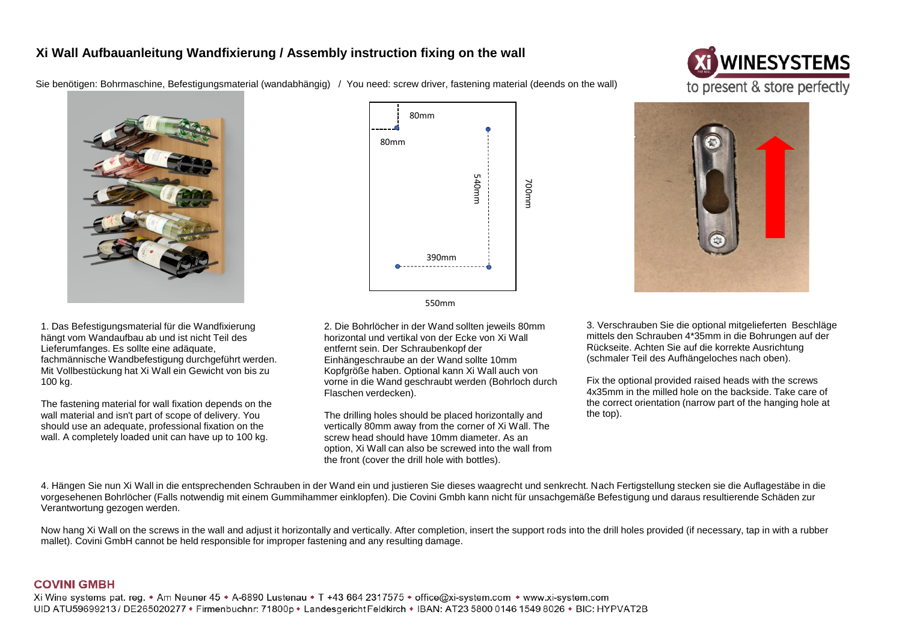# Xi Wall Aufbauanleitung Wandfixierung / Assembly instruction fixing on the wall

Sie benötigen: Bohrmaschine, Befestigungsmaterial (wandabhängig) / You need: screw driver, fastening material (deends on the wall)

80mm

80mm

540mm

700mm

390mm

550mm

1. Das Befestigungsmaterial für die Wandfixierung hängt vom Wandaufbau ab und ist nicht Teil des Lieferumfanges. Es sollte eine adäquate, fachmännische Wandbefestigung durchgeführt werden. Mit Vollbestückung hat Xi Wall ein Gewicht von bis zu 100 kg.

The fastening material for wall fixation depends on the wall material and isn't part of scope of delivery. You should use an adequate, professional fixation on the wall. A completely loaded unit can have up to 100 kg.

2. Die Bohrlöcher in der Wand sollten jeweils 80mm horizontal und vertikal von der Ecke von Xi Wall entfernt sein. Der Schraubenkopf der Einhängeschraube an der Wand sollte 10mm Kopfgröße haben. Optional kann Xi Wall auch von vorne in die Wand geschraubt werden (Bohrloch durch Flaschen verdecken).

The drilling holes should be placed horizontally and vertically 80mm away from the corner of Xi Wall. The screw head should have 10mm diameter. As an option, Xi Wall can also be screwed into the wall from the front (cover the drill hole with bottles).

3. Verschrauben Sie die optional mitgelieferten Beschläge mittels den Schrauben 4*35mm in die Bohrungen auf der Rückseite. Achten Sie auf die korrekte Ausrichtung (schmaler Teil des Aufhängeloches nach oben).

Fix the optional provided raised heads with the screws 4x35mm in the milled hole on the backside. Take care of the correct orientation (narrow part of the hanging hole at the top).

4. Hängen Sie nun Xi Wall in die entsprechenden Schrauben in der Wand ein und justieren Sie dieses waagrecht und senkrecht. Nach Fertigstellung stecken sie die Auflagestäbe in die vorgesehenen Bohrlöcher (Falls notwendig mit einem Gummihammer einklopfen). Die Covini Gmbh kann nicht für unsachgemäße Befestigung und daraus resultierende Schäden zur Verantwortung gezogen werden.

Now hang Xi Wall on the screws in the wall and adjust it horizontally and vertically. After completion, insert the support rods into the drill holes provided (if necessary, tap in with a rubber mallet). Covini GmbH cannot be held responsible for improper fastening and any resulting damage.

**COVINI GMBH**

Xi Wine systems pat. reg. • Am Neuner 45 • A-6890 Lustenau • T +43 664 2317575 • office@xi-system.com • www.xi-system.com
UID ATU59699213 / DE265020277 • Firmenbuchnr: 71800p • Landesgericht Feldkirch • IBAN: AT23 5800 0146 1549 8026 • BIC: HYPVAT2B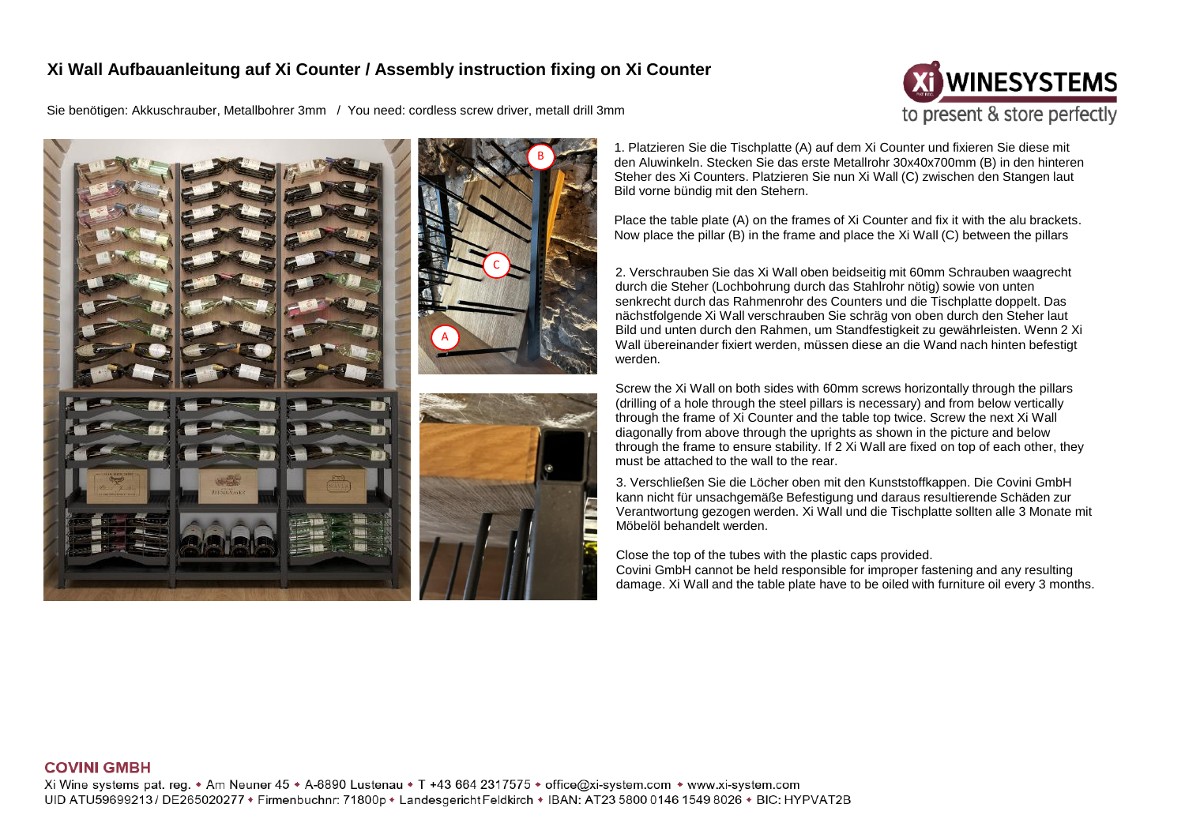# Xi Wall Aufbauanleitung auf Xi Counter / Assembly instruction fixing on Xi Counter

Sie benötigen: Akkuschrauber, Metallbohrer 3mm / You need: cordless screw driver, metall drill 3mm

1. Platzieren Sie die Tischplatte (A) auf dem Xi Counter und fixieren Sie diese mit den Aluwinkeln. Stecken Sie das erste Metallrohr 30x40x700mm (B) in den hinteren Steher des Xi Counters. Platzieren Sie nun Xi Wall (C) zwischen den Stangen laut Bild vorne bündig mit den Stehern.

Place the table plate (A) on the frames of Xi Counter and fix it with the alu brackets. Now place the pillar (B) in the frame and place the Xi Wall (C) between the pillars

2. Verschrauben Sie das Xi Wall oben beidseitig mit 60mm Schrauben waagrecht durch die Steher (Lochbohrung durch das Stahlrohr nötig) sowie von unten senkrecht durch das Rahmenrohr des Counters und die Tischplatte doppelt. Das nächstfolgende Xi Wall verschrauben Sie schräg von oben durch den Steher laut Bild und unten durch den Rahmen, um Standfestigkeit zu gewährleisten. Wenn 2 Xi Wall übereinander fixiert werden, müssen diese an die Wand nach hinten befestigt werden.

Screw the Xi Wall on both sides with 60mm screws horizontally through the pillars (drilling of a hole through the steel pillars is necessary) and from below vertically through the frame of Xi Counter and the table top twice. Screw the next Xi Wall diagonally from above through the uprights as shown in the picture and below through the frame to ensure stability. If 2 Xi Wall are fixed on top of each other, they must be attached to the wall to the rear.

3. Verschließen Sie die Löcher oben mit den Kunststoffkappen. Die Covini GmbH kann nicht für unsachgemäße Befestigung und daraus resultierende Schäden zur Verantwortung gezogen werden. Xi Wall und die Tischplatte sollten alle 3 Monate mit Möbelöl behandelt werden.

Close the top of the tubes with the plastic caps provided.
Covini GmbH cannot be held responsible for improper fastening and any resulting damage. Xi Wall and the table plate have to be oiled with furniture oil every 3 months.

**COVINI GMBH**

Xi Wine systems pat. reg. • Am Neuner 45 • A-6890 Lustenau • T +43 664 2317575 • office@xi-system.com • www.xi-system.com
UID ATU59699213 / DE265020277 • Firmenbuchnr: 71800p • Landesgericht Feldkirch • IBAN: AT23 5800 0146 1549 8026 • BIC: HYPVAT2B